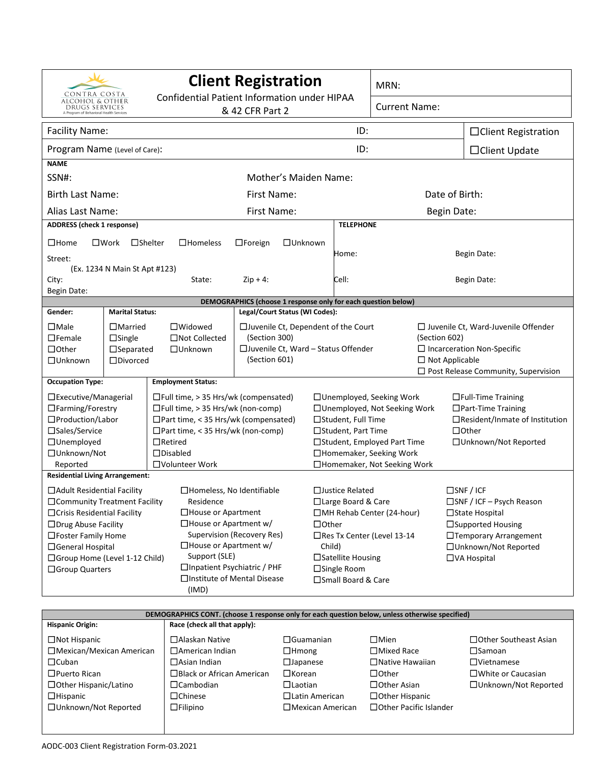CONTRA COSTA ALCOHOL & OTHER DRUGS SERVICES
A Program of Behavioral Health Services

# Client Registration

Confidential Patient Information under HIPAA & 42 CFR Part 2

MRN:

Current Name:

| Facility Name: | ID: | ☐Client Registration |
|---|---|---|
| Program Name (Level of Care): | ID: | ☐Client Update |

**NAME**

SSN#: Mother's Maiden Name:

Birth Last Name: First Name: Date of Birth:

Alias Last Name: First Name: Begin Date:

**ADDRESS (check 1 response)**

☐Home ☐Work ☐Shelter ☐Homeless ☐Foreign ☐Unknown

Street:
(Ex. 1234 N Main St Apt #123)

City: State: Zip + 4:

Begin Date:

**TELEPHONE**

Home: Begin Date:

Cell: Begin Date:

**DEMOGRAPHICS (choose 1 response only for each question below)**

**Gender:**
- ☐Male
- ☐Female
- ☐Other
- ☐Unknown

**Marital Status:**
- ☐Married
- ☐Single
- ☐Separated
- ☐Divorced
- ☐Widowed
- ☐Not Collected
- ☐Unknown

**Legal/Court Status (WI Codes):**
- ☐Juvenile Ct, Dependent of the Court (Section 300)
- ☐Juvenile Ct, Ward – Status Offender (Section 601)
- ☐ Juvenile Ct, Ward-Juvenile Offender (Section 602)
- ☐ Incarceration Non-Specific
- ☐ Not Applicable
- ☐ Post Release Community, Supervision

**Occupation Type:**
- ☐Executive/Managerial
- ☐Farming/Forestry
- ☐Production/Labor
- ☐Sales/Service
- ☐Unemployed
- ☐Unknown/Not Reported

**Employment Status:**
- ☐Full time, > 35 Hrs/wk (compensated)
- ☐Full time, > 35 Hrs/wk (non-comp)
- ☐Part time, < 35 Hrs/wk (compensated)
- ☐Part time, < 35 Hrs/wk (non-comp)
- ☐Retired
- ☐Disabled
- ☐Volunteer Work
- ☐Unemployed, Seeking Work
- ☐Unemployed, Not Seeking Work
- ☐Student, Full Time
- ☐Student, Part Time
- ☐Student, Employed Part Time
- ☐Homemaker, Seeking Work
- ☐Homemaker, Not Seeking Work
- ☐Full-Time Training
- ☐Part-Time Training
- ☐Resident/Inmate of Institution
- ☐Other
- ☐Unknown/Not Reported

**Residential Living Arrangement:**
- ☐Adult Residential Facility
- ☐Community Treatment Facility
- ☐Crisis Residential Facility
- ☐Drug Abuse Facility
- ☐Foster Family Home
- ☐General Hospital
- ☐Group Home (Level 1-12 Child)
- ☐Group Quarters
- ☐Homeless, No Identifiable Residence
- ☐House or Apartment
- ☐House or Apartment w/ Supervision (Recovery Res)
- ☐House or Apartment w/ Support (SLE)
- ☐Inpatient Psychiatric / PHF
- ☐Institute of Mental Disease (IMD)
- ☐Justice Related
- ☐Large Board & Care
- ☐MH Rehab Center (24-hour)
- ☐Other
- ☐Res Tx Center (Level 13-14 Child)
- ☐Satellite Housing
- ☐Single Room
- ☐Small Board & Care
- ☐SNF / ICF
- ☐SNF / ICF – Psych Reason
- ☐State Hospital
- ☐Supported Housing
- ☐Temporary Arrangement
- ☐Unknown/Not Reported
- ☐VA Hospital

**DEMOGRAPHICS CONT. (choose 1 response only for each question below, unless otherwise specified)**

**Hispanic Origin:**
- ☐Not Hispanic
- ☐Mexican/Mexican American
- ☐Cuban
- ☐Puerto Rican
- ☐Other Hispanic/Latino
- ☐Hispanic
- ☐Unknown/Not Reported

**Race (check all that apply):**
- ☐Alaskan Native
- ☐American Indian
- ☐Asian Indian
- ☐Black or African American
- ☐Cambodian
- ☐Chinese
- ☐Filipino
- ☐Guamanian
- ☐Hmong
- ☐Japanese
- ☐Korean
- ☐Laotian
- ☐Latin American
- ☐Mexican American
- ☐Mien
- ☐Mixed Race
- ☐Native Hawaiian
- ☐Other
- ☐Other Asian
- ☐Other Hispanic
- ☐Other Pacific Islander
- ☐Other Southeast Asian
- ☐Samoan
- ☐Vietnamese
- ☐White or Caucasian
- ☐Unknown/Not Reported

AODC-003 Client Registration Form-03.2021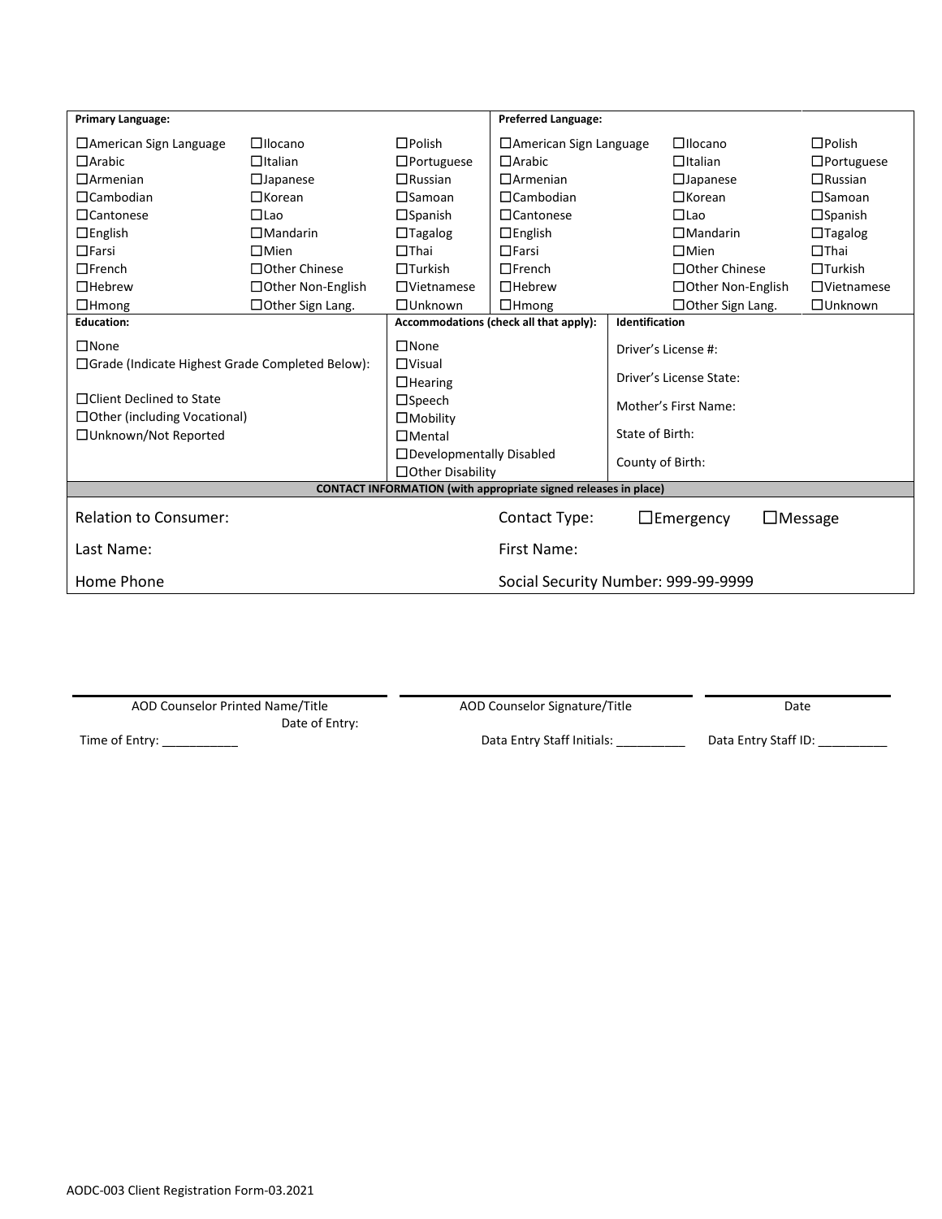| **Primary Language:** | | | **Preferred Language:** | | |
|---|---|---|---|---|---|
| ☐American Sign Language | ☐Ilocano | ☐Polish | ☐American Sign Language | ☐Ilocano | ☐Polish |
| ☐Arabic | ☐Italian | ☐Portuguese | ☐Arabic | ☐Italian | ☐Portuguese |
| ☐Armenian | ☐Japanese | ☐Russian | ☐Armenian | ☐Japanese | ☐Russian |
| ☐Cambodian | ☐Korean | ☐Samoan | ☐Cambodian | ☐Korean | ☐Samoan |
| ☐Cantonese | ☐Lao | ☐Spanish | ☐Cantonese | ☐Lao | ☐Spanish |
| ☐English | ☐Mandarin | ☐Tagalog | ☐English | ☐Mandarin | ☐Tagalog |
| ☐Farsi | ☐Mien | ☐Thai | ☐Farsi | ☐Mien | ☐Thai |
| ☐French | ☐Other Chinese | ☐Turkish | ☐French | ☐Other Chinese | ☐Turkish |
| ☐Hebrew | ☐Other Non-English | ☐Vietnamese | ☐Hebrew | ☐Other Non-English | ☐Vietnamese |
| ☐Hmong | ☐Other Sign Lang. | ☐Unknown | ☐Hmong | ☐Other Sign Lang. | ☐Unknown |

| **Education:** | **Accommodations (check all that apply):** | **Identification** |
|---|---|---|
| ☐None | ☐None | Driver's License #: |
| ☐Grade (Indicate Highest Grade Completed Below): | ☐Visual | |
| | ☐Hearing | Driver's License State: |
| ☐Client Declined to State | ☐Speech | |
| ☐Other (including Vocational) | ☐Mobility | Mother's First Name: |
| ☐Unknown/Not Reported | ☐Mental | State of Birth: |
| | ☐Developmentally Disabled | County of Birth: |
| | ☐Other Disability | |

**CONTACT INFORMATION (with appropriate signed releases in place)**

| | |
|---|---|
| Relation to Consumer: | Contact Type: ☐Emergency ☐Message |
| Last Name: | First Name: |
| Home Phone | Social Security Number: 999-99-9999 |

AOD Counselor Printed Name/Title | AOD Counselor Signature/Title | Date

Date of Entry:

Time of Entry: ___________ Data Entry Staff Initials: __________ Data Entry Staff ID: __________

AODC-003 Client Registration Form-03.2021